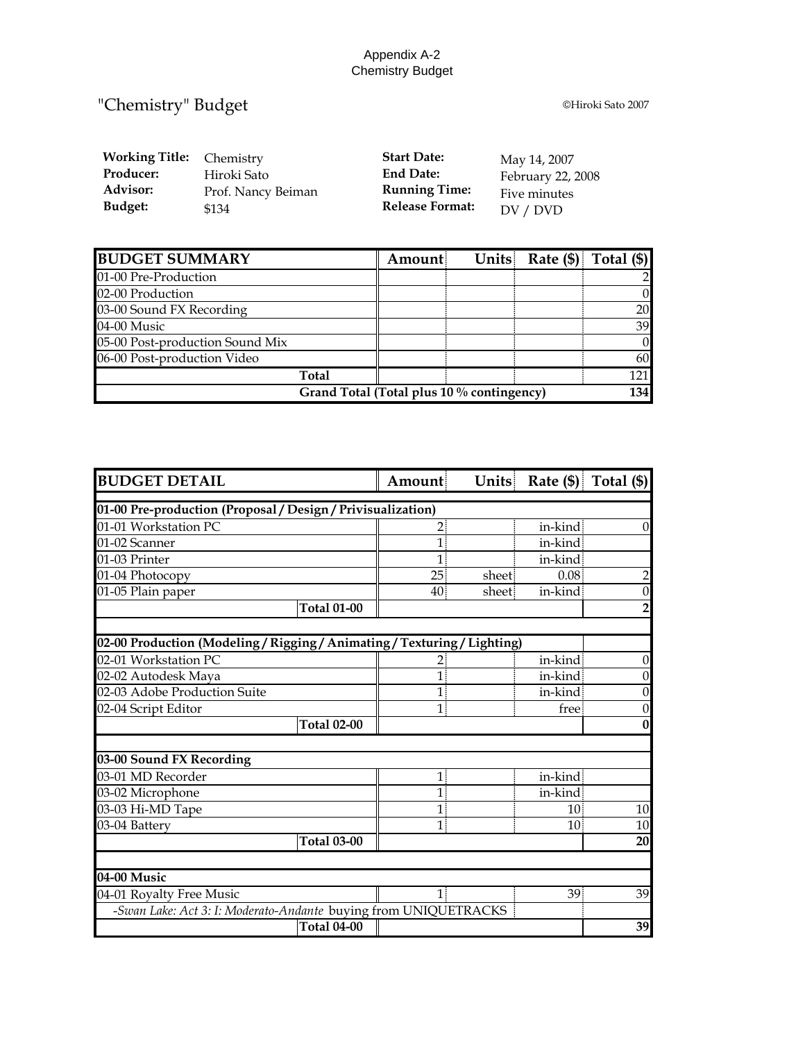Appendix A-2
Chemistry Budget

# "Chemistry" Budget

©Hiroki Sato 2007

| | | | |
|---|---|---|---|
| **Working Title:** | Chemistry | **Start Date:** | May 14, 2007 |
| **Producer:** | Hiroki Sato | **End Date:** | February 22, 2008 |
| **Advisor:** | Prof. Nancy Beiman | **Running Time:** | Five minutes |
| **Budget:** | $134 | **Release Format:** | DV / DVD |

| **BUDGET SUMMARY** | **Amount** | **Units** | **Rate ($)** | **Total ($)** |
|---|---|---|---|---|
| 01-00 Pre-Production | | | | 2 |
| 02-00 Production | | | | 0 |
| 03-00 Sound FX Recording | | | | 20 |
| 04-00 Music | | | | 39 |
| 05-00 Post-production Sound Mix | | | | 0 |
| 06-00 Post-production Video | | | | 60 |
| **Total** | | | | 121 |
| **Grand Total (Total plus 10 % contingency)** | | | | **134** |

| **BUDGET DETAIL** | **Amount** | **Units** | **Rate ($)** | **Total ($)** |
|---|---|---|---|---|
| **01-00 Pre-production (Proposal / Design / Privisualization)** | | | | |
| 01-01 Workstation PC | 2 | | in-kind | 0 |
| 01-02 Scanner | 1 | | in-kind | |
| 01-03 Printer | 1 | | in-kind | |
| 01-04 Photocopy | 25 | sheet | 0.08 | 2 |
| 01-05 Plain paper | 40 | sheet | in-kind | 0 |
| **Total 01-00** | | | | **2** |
| **02-00 Production (Modeling / Rigging / Animating / Texturing / Lighting)** | | | | |
| 02-01 Workstation PC | 2 | | in-kind | 0 |
| 02-02 Autodesk Maya | 1 | | in-kind | 0 |
| 02-03 Adobe Production Suite | 1 | | in-kind | 0 |
| 02-04 Script Editor | 1 | | free | 0 |
| **Total 02-00** | | | | **0** |
| **03-00 Sound FX Recording** | | | | |
| 03-01 MD Recorder | 1 | | in-kind | |
| 03-02 Microphone | 1 | | in-kind | |
| 03-03 Hi-MD Tape | 1 | | 10 | 10 |
| 03-04 Battery | 1 | | 10 | 10 |
| **Total 03-00** | | | | **20** |
| **04-00 Music** | | | | |
| 04-01 Royalty Free Music | 1 | | 39 | 39 |
| -*Swan Lake: Act 3: I: Moderato-Andante* buying from UNIQUETRACKS | | | | |
| **Total 04-00** | | | | **39** |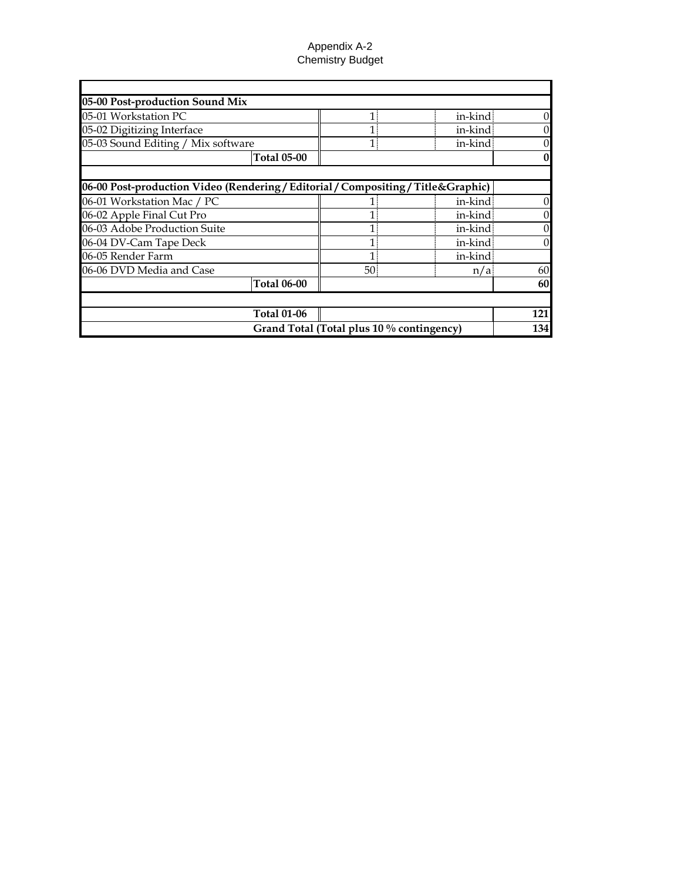Appendix A-2
Chemistry Budget

| | | | | | |
|---|---|---|---|---|---|
| **05-00 Post-production Sound Mix** | | | | | |
| 05-01 Workstation PC | | 1 | | in-kind | 0 |
| 05-02 Digitizing Interface | | 1 | | in-kind | 0 |
| 05-03 Sound Editing / Mix software | | 1 | | in-kind | 0 |
| | **Total 05-00** | | | | **0** |
| | | | | | |
| **06-00 Post-production Video (Rendering / Editorial / Compositing / Title&Graphic)** | | | | | |
| 06-01 Workstation Mac / PC | | 1 | | in-kind | 0 |
| 06-02 Apple Final Cut Pro | | 1 | | in-kind | 0 |
| 06-03 Adobe Production Suite | | 1 | | in-kind | 0 |
| 06-04 DV-Cam Tape Deck | | 1 | | in-kind | 0 |
| 06-05 Render Farm | | 1 | | in-kind | |
| 06-06 DVD Media and Case | | 50 | | n/a | 60 |
| | **Total 06-00** | | | | **60** |
| | | | | | |
| | **Total 01-06** | | | | **121** |
| | **Grand Total (Total plus 10 % contingency)** | | | | **134** |